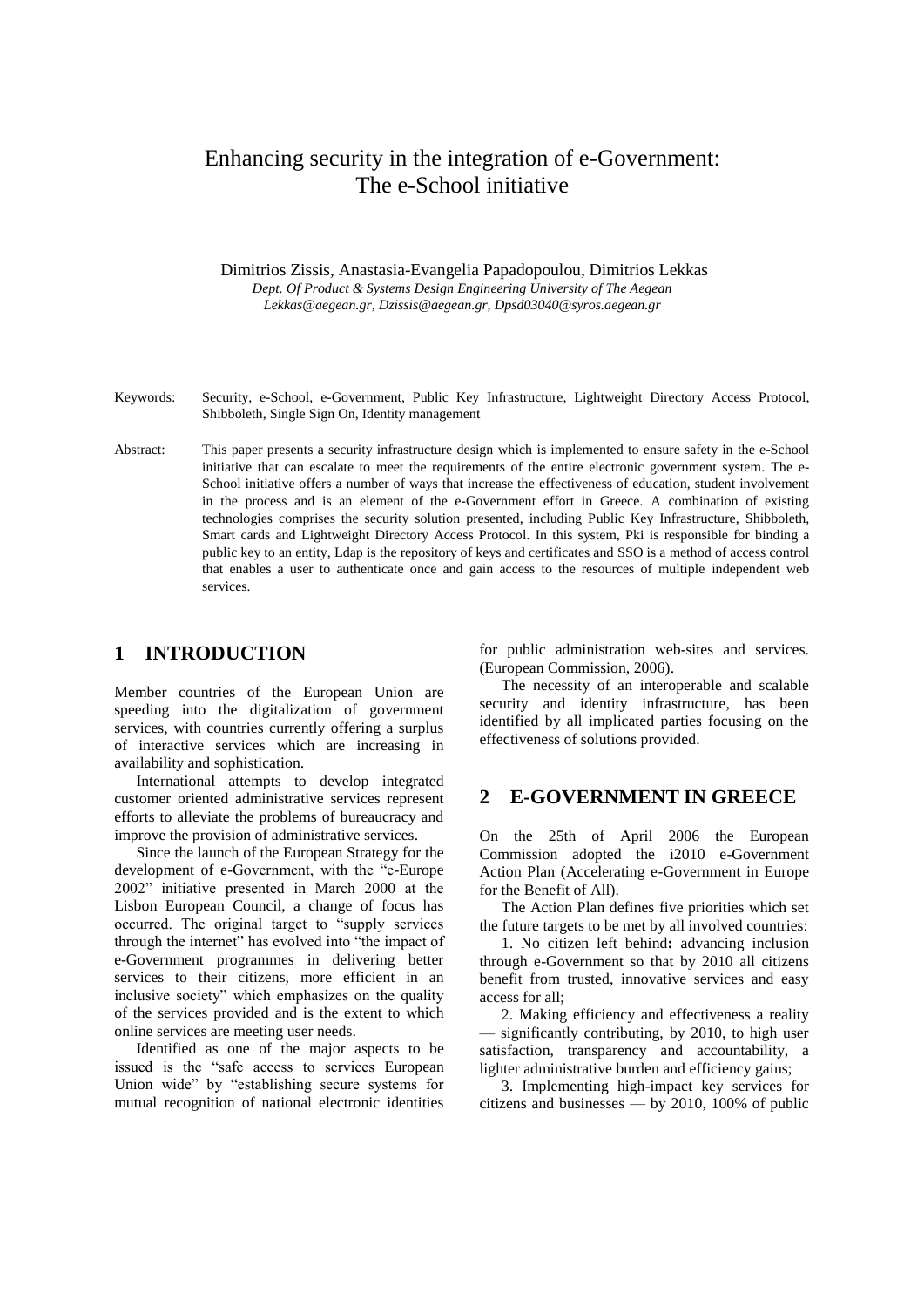# Enhancing security in the integration of e-Government: The e-School initiative

Dimitrios Zissis, Anastasia-Evangelia Papadopoulou, Dimitrios Lekkas

*Dept. Of Product & Systems Design Engineering University of The Aegean*
*Lekkas@aegean.gr, Dzissis@aegean.gr, Dpsd03040@syros.aegean.gr*

Keywords: Security, e-School, e-Government, Public Key Infrastructure, Lightweight Directory Access Protocol, Shibboleth, Single Sign On, Identity management

Abstract: This paper presents a security infrastructure design which is implemented to ensure safety in the e-School initiative that can escalate to meet the requirements of the entire electronic government system. The e-School initiative offers a number of ways that increase the effectiveness of education, student involvement in the process and is an element of the e-Government effort in Greece. A combination of existing technologies comprises the security solution presented, including Public Key Infrastructure, Shibboleth, Smart cards and Lightweight Directory Access Protocol. In this system, Pki is responsible for binding a public key to an entity, Ldap is the repository of keys and certificates and SSO is a method of access control that enables a user to authenticate once and gain access to the resources of multiple independent web services.

## 1 INTRODUCTION

Member countries of the European Union are speeding into the digitalization of government services, with countries currently offering a surplus of interactive services which are increasing in availability and sophistication.

International attempts to develop integrated customer oriented administrative services represent efforts to alleviate the problems of bureaucracy and improve the provision of administrative services.

Since the launch of the European Strategy for the development of e-Government, with the "e-Europe 2002" initiative presented in March 2000 at the Lisbon European Council, a change of focus has occurred. The original target to "supply services through the internet" has evolved into "the impact of e-Government programmes in delivering better services to their citizens, more efficient in an inclusive society" which emphasizes on the quality of the services provided and is the extent to which online services are meeting user needs.

Identified as one of the major aspects to be issued is the "safe access to services European Union wide" by "establishing secure systems for mutual recognition of national electronic identities for public administration web-sites and services. (European Commission, 2006).

The necessity of an interoperable and scalable security and identity infrastructure, has been identified by all implicated parties focusing on the effectiveness of solutions provided.

## 2 E-GOVERNMENT IN GREECE

On the 25th of April 2006 the European Commission adopted the i2010 e-Government Action Plan (Accelerating e-Government in Europe for the Benefit of All).

The Action Plan defines five priorities which set the future targets to be met by all involved countries:

1. No citizen left behind**:** advancing inclusion through e-Government so that by 2010 all citizens benefit from trusted, innovative services and easy access for all;

2. Making efficiency and effectiveness a reality — significantly contributing, by 2010, to high user satisfaction, transparency and accountability, a lighter administrative burden and efficiency gains;

3. Implementing high-impact key services for citizens and businesses — by 2010, 100% of public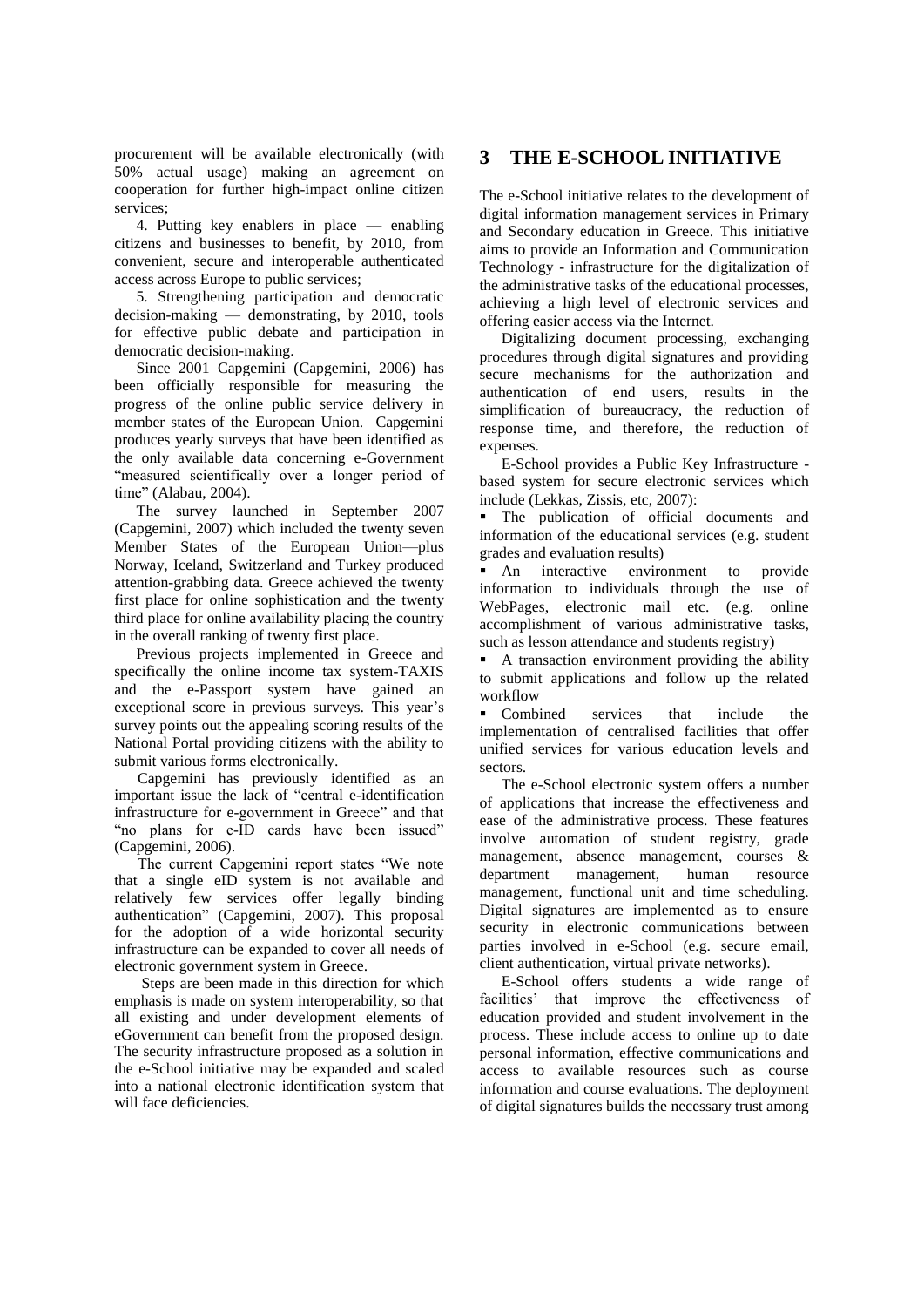procurement will be available electronically (with 50% actual usage) making an agreement on cooperation for further high-impact online citizen services;

4. Putting key enablers in place — enabling citizens and businesses to benefit, by 2010, from convenient, secure and interoperable authenticated access across Europe to public services;

5. Strengthening participation and democratic decision-making — demonstrating, by 2010, tools for effective public debate and participation in democratic decision-making.

Since 2001 Capgemini (Capgemini, 2006) has been officially responsible for measuring the progress of the online public service delivery in member states of the European Union. Capgemini produces yearly surveys that have been identified as the only available data concerning e-Government "measured scientifically over a longer period of time" (Alabau, 2004).

The survey launched in September 2007 (Capgemini, 2007) which included the twenty seven Member States of the European Union—plus Norway, Iceland, Switzerland and Turkey produced attention-grabbing data. Greece achieved the twenty first place for online sophistication and the twenty third place for online availability placing the country in the overall ranking of twenty first place.

Previous projects implemented in Greece and specifically the online income tax system-TAXIS and the e-Passport system have gained an exceptional score in previous surveys. This year's survey points out the appealing scoring results of the National Portal providing citizens with the ability to submit various forms electronically.

Capgemini has previously identified as an important issue the lack of "central e-identification infrastructure for e-government in Greece" and that "no plans for e-ID cards have been issued" (Capgemini, 2006).

The current Capgemini report states "We note that a single eID system is not available and relatively few services offer legally binding authentication" (Capgemini, 2007). This proposal for the adoption of a wide horizontal security infrastructure can be expanded to cover all needs of electronic government system in Greece.

Steps are been made in this direction for which emphasis is made on system interoperability, so that all existing and under development elements of eGovernment can benefit from the proposed design. The security infrastructure proposed as a solution in the e-School initiative may be expanded and scaled into a national electronic identification system that will face deficiencies.

# 3 THE E-SCHOOL INITIATIVE

The e-School initiative relates to the development of digital information management services in Primary and Secondary education in Greece. This initiative aims to provide an Information and Communication Technology - infrastructure for the digitalization of the administrative tasks of the educational processes, achieving a high level of electronic services and offering easier access via the Internet.

Digitalizing document processing, exchanging procedures through digital signatures and providing secure mechanisms for the authorization and authentication of end users, results in the simplification of bureaucracy, the reduction of response time, and therefore, the reduction of expenses.

E-School provides a Public Key Infrastructure - based system for secure electronic services which include (Lekkas, Zissis, etc, 2007):

- The publication of official documents and information of the educational services (e.g. student grades and evaluation results)
- An interactive environment to provide information to individuals through the use of WebPages, electronic mail etc. (e.g. online accomplishment of various administrative tasks, such as lesson attendance and students registry)
- A transaction environment providing the ability to submit applications and follow up the related workflow
- Combined services that include the implementation of centralised facilities that offer unified services for various education levels and sectors.

The e-School electronic system offers a number of applications that increase the effectiveness and ease of the administrative process. These features involve automation of student registry, grade management, absence management, courses & department management, human resource management, functional unit and time scheduling. Digital signatures are implemented as to ensure security in electronic communications between parties involved in e-School (e.g. secure email, client authentication, virtual private networks).

E-School offers students a wide range of facilities' that improve the effectiveness of education provided and student involvement in the process. These include access to online up to date personal information, effective communications and access to available resources such as course information and course evaluations. The deployment of digital signatures builds the necessary trust among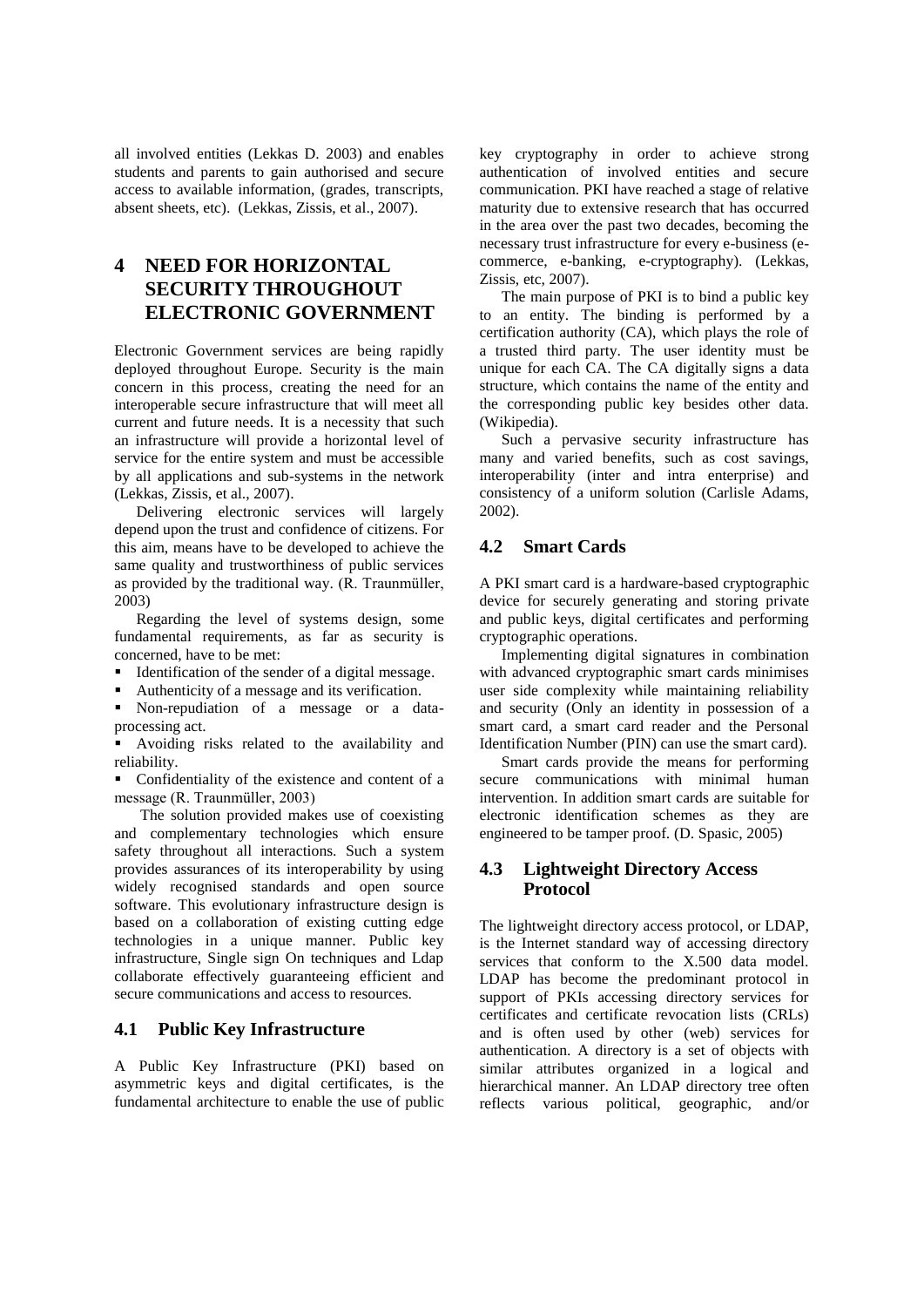all involved entities (Lekkas D. 2003) and enables students and parents to gain authorised and secure access to available information, (grades, transcripts, absent sheets, etc). (Lekkas, Zissis, et al., 2007).

# 4 NEED FOR HORIZONTAL SECURITY THROUGHOUT ELECTRONIC GOVERNMENT

Electronic Government services are being rapidly deployed throughout Europe. Security is the main concern in this process, creating the need for an interoperable secure infrastructure that will meet all current and future needs. It is a necessity that such an infrastructure will provide a horizontal level of service for the entire system and must be accessible by all applications and sub-systems in the network (Lekkas, Zissis, et al., 2007).

Delivering electronic services will largely depend upon the trust and confidence of citizens. For this aim, means have to be developed to achieve the same quality and trustworthiness of public services as provided by the traditional way. (R. Traunmüller, 2003)

Regarding the level of systems design, some fundamental requirements, as far as security is concerned, have to be met:

- Identification of the sender of a digital message.
- Authenticity of a message and its verification.
- Non-repudiation of a message or a data-processing act.
- Avoiding risks related to the availability and reliability.
- Confidentiality of the existence and content of a message (R. Traunmüller, 2003)

The solution provided makes use of coexisting and complementary technologies which ensure safety throughout all interactions. Such a system provides assurances of its interoperability by using widely recognised standards and open source software. This evolutionary infrastructure design is based on a collaboration of existing cutting edge technologies in a unique manner. Public key infrastructure, Single sign On techniques and Ldap collaborate effectively guaranteeing efficient and secure communications and access to resources.

## 4.1 Public Key Infrastructure

A Public Key Infrastructure (PKI) based on asymmetric keys and digital certificates, is the fundamental architecture to enable the use of public key cryptography in order to achieve strong authentication of involved entities and secure communication. PKI have reached a stage of relative maturity due to extensive research that has occurred in the area over the past two decades, becoming the necessary trust infrastructure for every e-business (e-commerce, e-banking, e-cryptography). (Lekkas, Zissis, etc, 2007).

The main purpose of PKI is to bind a public key to an entity. The binding is performed by a certification authority (CA), which plays the role of a trusted third party. The user identity must be unique for each CA. The CA digitally signs a data structure, which contains the name of the entity and the corresponding public key besides other data. (Wikipedia).

Such a pervasive security infrastructure has many and varied benefits, such as cost savings, interoperability (inter and intra enterprise) and consistency of a uniform solution (Carlisle Adams, 2002).

## 4.2 Smart Cards

A PKI smart card is a hardware-based cryptographic device for securely generating and storing private and public keys, digital certificates and performing cryptographic operations.

Implementing digital signatures in combination with advanced cryptographic smart cards minimises user side complexity while maintaining reliability and security (Only an identity in possession of a smart card, a smart card reader and the Personal Identification Number (PIN) can use the smart card).

Smart cards provide the means for performing secure communications with minimal human intervention. In addition smart cards are suitable for electronic identification schemes as they are engineered to be tamper proof. (D. Spasic, 2005)

## 4.3 Lightweight Directory Access Protocol

The lightweight directory access protocol, or LDAP, is the Internet standard way of accessing directory services that conform to the X.500 data model. LDAP has become the predominant protocol in support of PKIs accessing directory services for certificates and certificate revocation lists (CRLs) and is often used by other (web) services for authentication. A directory is a set of objects with similar attributes organized in a logical and hierarchical manner. An LDAP directory tree often reflects various political, geographic, and/or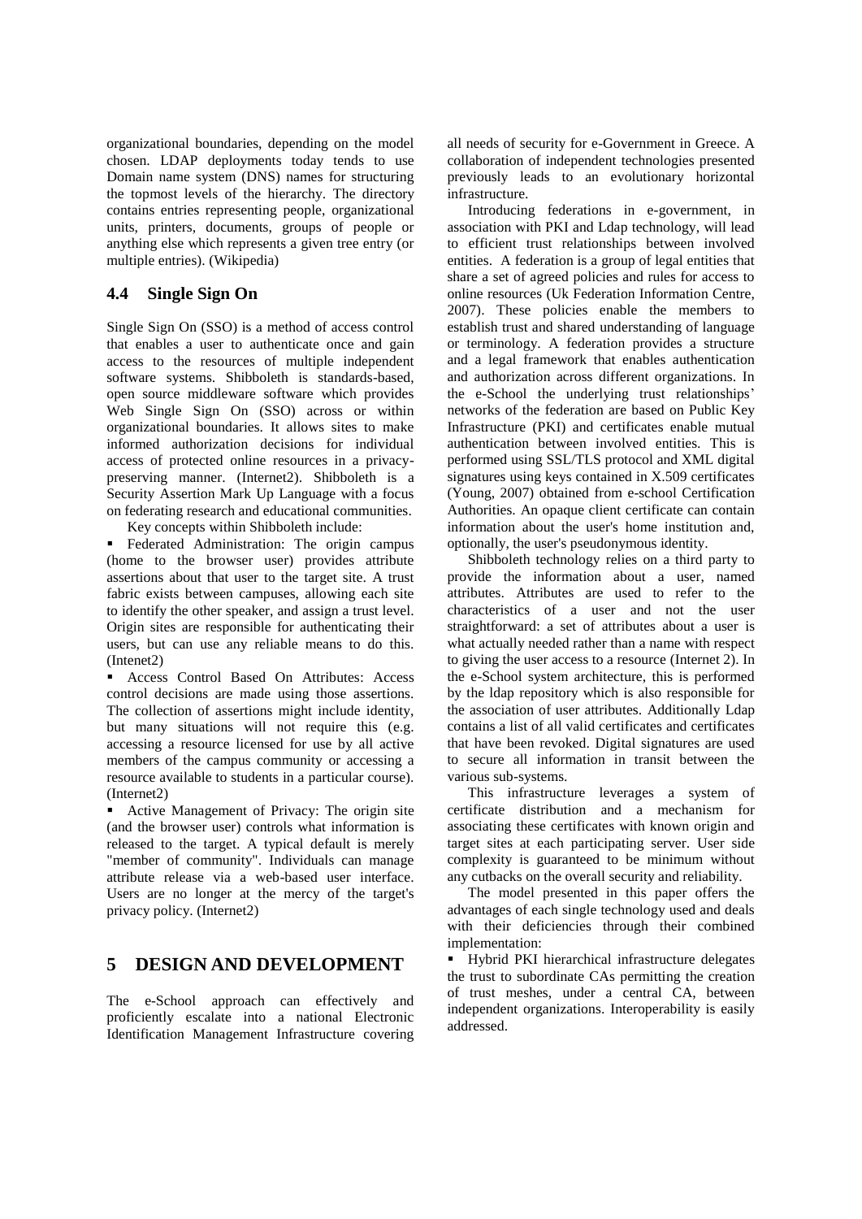organizational boundaries, depending on the model chosen. LDAP deployments today tends to use Domain name system (DNS) names for structuring the topmost levels of the hierarchy. The directory contains entries representing people, organizational units, printers, documents, groups of people or anything else which represents a given tree entry (or multiple entries). (Wikipedia)

## 4.4 Single Sign On

Single Sign On (SSO) is a method of access control that enables a user to authenticate once and gain access to the resources of multiple independent software systems. Shibboleth is standards-based, open source middleware software which provides Web Single Sign On (SSO) across or within organizational boundaries. It allows sites to make informed authorization decisions for individual access of protected online resources in a privacy-preserving manner. (Internet2). Shibboleth is a Security Assertion Mark Up Language with a focus on federating research and educational communities.

Key concepts within Shibboleth include:

- Federated Administration: The origin campus (home to the browser user) provides attribute assertions about that user to the target site. A trust fabric exists between campuses, allowing each site to identify the other speaker, and assign a trust level. Origin sites are responsible for authenticating their users, but can use any reliable means to do this. (Intenet2)
- Access Control Based On Attributes: Access control decisions are made using those assertions. The collection of assertions might include identity, but many situations will not require this (e.g. accessing a resource licensed for use by all active members of the campus community or accessing a resource available to students in a particular course). (Internet2)
- Active Management of Privacy: The origin site (and the browser user) controls what information is released to the target. A typical default is merely "member of community". Individuals can manage attribute release via a web-based user interface. Users are no longer at the mercy of the target's privacy policy. (Internet2)

# 5 DESIGN AND DEVELOPMENT

The e-School approach can effectively and proficiently escalate into a national Electronic Identification Management Infrastructure covering all needs of security for e-Government in Greece. A collaboration of independent technologies presented previously leads to an evolutionary horizontal infrastructure.

Introducing federations in e-government, in association with PKI and Ldap technology, will lead to efficient trust relationships between involved entities. A federation is a group of legal entities that share a set of agreed policies and rules for access to online resources (Uk Federation Information Centre, 2007). These policies enable the members to establish trust and shared understanding of language or terminology. A federation provides a structure and a legal framework that enables authentication and authorization across different organizations. In the e-School the underlying trust relationships' networks of the federation are based on Public Key Infrastructure (PKI) and certificates enable mutual authentication between involved entities. This is performed using SSL/TLS protocol and XML digital signatures using keys contained in X.509 certificates (Young, 2007) obtained from e-school Certification Authorities. An opaque client certificate can contain information about the user's home institution and, optionally, the user's pseudonymous identity.

Shibboleth technology relies on a third party to provide the information about a user, named attributes. Attributes are used to refer to the characteristics of a user and not the user straightforward: a set of attributes about a user is what actually needed rather than a name with respect to giving the user access to a resource (Internet 2). In the e-School system architecture, this is performed by the ldap repository which is also responsible for the association of user attributes. Additionally Ldap contains a list of all valid certificates and certificates that have been revoked. Digital signatures are used to secure all information in transit between the various sub-systems.

This infrastructure leverages a system of certificate distribution and a mechanism for associating these certificates with known origin and target sites at each participating server. User side complexity is guaranteed to be minimum without any cutbacks on the overall security and reliability.

The model presented in this paper offers the advantages of each single technology used and deals with their deficiencies through their combined implementation:

- Hybrid PKI hierarchical infrastructure delegates the trust to subordinate CAs permitting the creation of trust meshes, under a central CA, between independent organizations. Interoperability is easily addressed.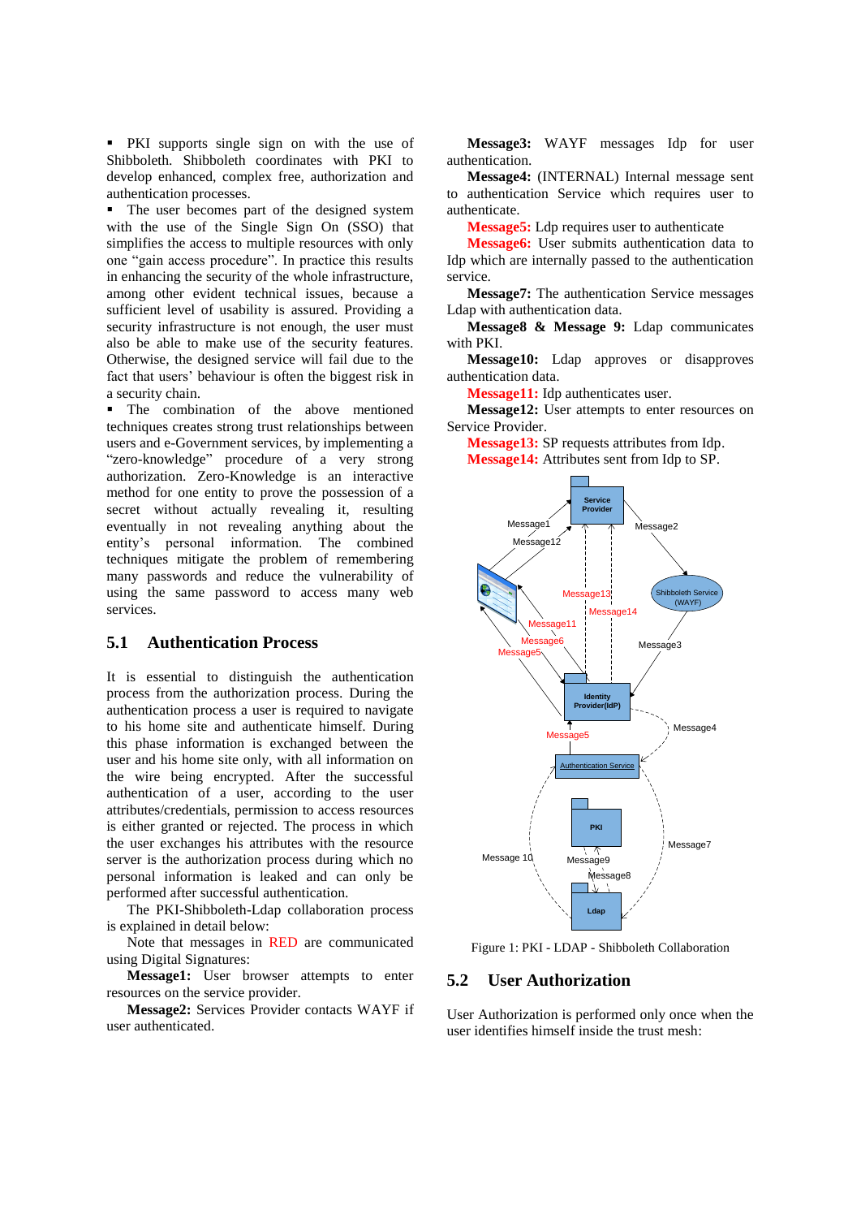- PKI supports single sign on with the use of Shibboleth. Shibboleth coordinates with PKI to develop enhanced, complex free, authorization and authentication processes.
- The user becomes part of the designed system with the use of the Single Sign On (SSO) that simplifies the access to multiple resources with only one "gain access procedure". In practice this results in enhancing the security of the whole infrastructure, among other evident technical issues, because a sufficient level of usability is assured. Providing a security infrastructure is not enough, the user must also be able to make use of the security features. Otherwise, the designed service will fail due to the fact that users' behaviour is often the biggest risk in a security chain.
- The combination of the above mentioned techniques creates strong trust relationships between users and e-Government services, by implementing a "zero-knowledge" procedure of a very strong authorization. Zero-Knowledge is an interactive method for one entity to prove the possession of a secret without actually revealing it, resulting eventually in not revealing anything about the entity's personal information. The combined techniques mitigate the problem of remembering many passwords and reduce the vulnerability of using the same password to access many web services.

## 5.1 Authentication Process

It is essential to distinguish the authentication process from the authorization process. During the authentication process a user is required to navigate to his home site and authenticate himself. During this phase information is exchanged between the user and his home site only, with all information on the wire being encrypted. After the successful authentication of a user, according to the user attributes/credentials, permission to access resources is either granted or rejected. The process in which the user exchanges his attributes with the resource server is the authorization process during which no personal information is leaked and can only be performed after successful authentication.

The PKI-Shibboleth-Ldap collaboration process is explained in detail below:

Note that messages in RED are communicated using Digital Signatures:

**Message1:** User browser attempts to enter resources on the service provider.

**Message2:** Services Provider contacts WAYF if user authenticated.

**Message3:** WAYF messages Idp for user authentication.

**Message4:** (INTERNAL) Internal message sent to authentication Service which requires user to authenticate.

**Message5:** Ldp requires user to authenticate

**Message6:** User submits authentication data to Idp which are internally passed to the authentication service.

**Message7:** The authentication Service messages Ldap with authentication data.

**Message8 & Message 9:** Ldap communicates with PKI.

**Message10:** Ldap approves or disapproves authentication data.

**Message11:** Idp authenticates user.

**Message12:** User attempts to enter resources on Service Provider.

**Message13:** SP requests attributes from Idp.

**Message14:** Attributes sent from Idp to SP.

Service Provider
Message1
Message12
Message2
Shibboleth Service (WAYF)
Message13
Message14
Message11
Message6
Message5
Message3
Identity Provider(IdP)
Message4
Message5
Authentication Service
PKI
Message 10
Message9
Message8
Message7
Ldap

Figure 1: PKI - LDAP - Shibboleth Collaboration

## 5.2 User Authorization

User Authorization is performed only once when the user identifies himself inside the trust mesh: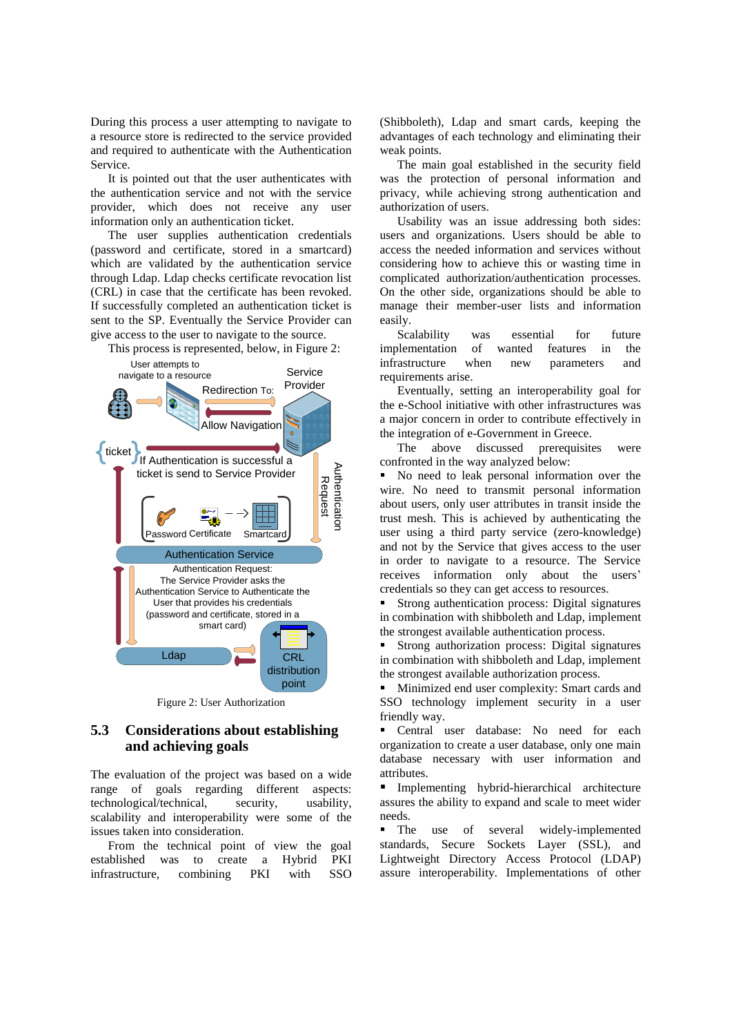During this process a user attempting to navigate to a resource store is redirected to the service provided and required to authenticate with the Authentication Service.

It is pointed out that the user authenticates with the authentication service and not with the service provider, which does not receive any user information only an authentication ticket.

The user supplies authentication credentials (password and certificate, stored in a smartcard) which are validated by the authentication service through Ldap. Ldap checks certificate revocation list (CRL) in case that the certificate has been revoked. If successfully completed an authentication ticket is sent to the SP. Eventually the Service Provider can give access to the user to navigate to the source.

This process is represented, below, in Figure 2:

User attempts to navigate to a resource

Service Provider

Redirection To:

Allow Navigation

ticket

If Authentication is successful a ticket is send to Service Provider

Authentication Request

Password Certificate

Smartcard

Authentication Service

Authentication Request:
The Service Provider asks the Authentication Service to Authenticate the User that provides his credentials (password and certificate, stored in a smart card)

Ldap

CRL distribution point

Figure 2: User Authorization

## 5.3 Considerations about establishing and achieving goals

The evaluation of the project was based on a wide range of goals regarding different aspects: technological/technical, security, usability, scalability and interoperability were some of the issues taken into consideration.

From the technical point of view the goal established was to create a Hybrid PKI infrastructure, combining PKI with SSO (Shibboleth), Ldap and smart cards, keeping the advantages of each technology and eliminating their weak points.

The main goal established in the security field was the protection of personal information and privacy, while achieving strong authentication and authorization of users.

Usability was an issue addressing both sides: users and organizations. Users should be able to access the needed information and services without considering how to achieve this or wasting time in complicated authorization/authentication processes. On the other side, organizations should be able to manage their member-user lists and information easily.

Scalability was essential for future implementation of wanted features in the infrastructure when new parameters and requirements arise.

Eventually, setting an interoperability goal for the e-School initiative with other infrastructures was a major concern in order to contribute effectively in the integration of e-Government in Greece.

The above discussed prerequisites were confronted in the way analyzed below:

- No need to leak personal information over the wire. No need to transmit personal information about users, only user attributes in transit inside the trust mesh. This is achieved by authenticating the user using a third party service (zero-knowledge) and not by the Service that gives access to the user in order to navigate to a resource. The Service receives information only about the users' credentials so they can get access to resources.
- Strong authentication process: Digital signatures in combination with shibboleth and Ldap, implement the strongest available authentication process.
- Strong authorization process: Digital signatures in combination with shibboleth and Ldap, implement the strongest available authorization process.
- Minimized end user complexity: Smart cards and SSO technology implement security in a user friendly way.
- Central user database: No need for each organization to create a user database, only one main database necessary with user information and attributes.
- Implementing hybrid-hierarchical architecture assures the ability to expand and scale to meet wider needs.
- The use of several widely-implemented standards, Secure Sockets Layer (SSL), and Lightweight Directory Access Protocol (LDAP) assure interoperability. Implementations of other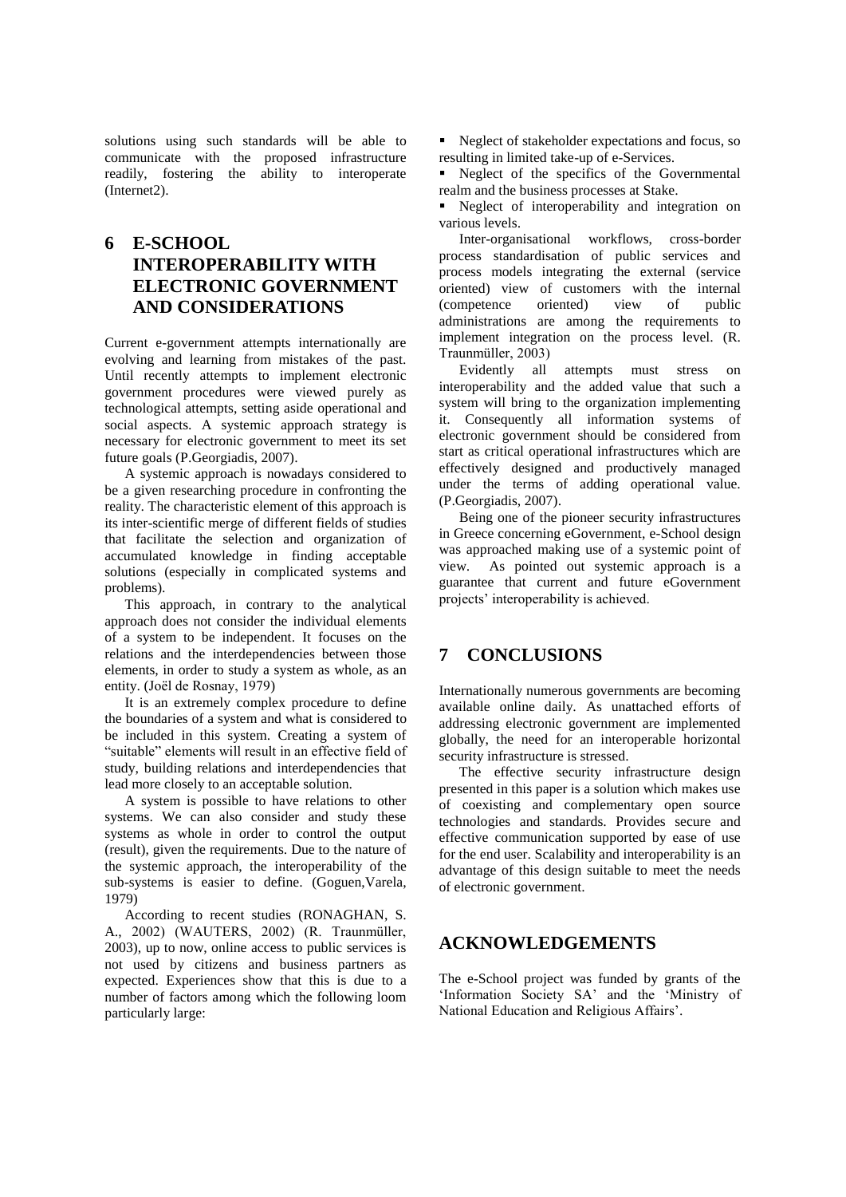solutions using such standards will be able to communicate with the proposed infrastructure readily, fostering the ability to interoperate (Internet2).

## 6 E-SCHOOL INTEROPERABILITY WITH ELECTRONIC GOVERNMENT AND CONSIDERATIONS

Current e-government attempts internationally are evolving and learning from mistakes of the past. Until recently attempts to implement electronic government procedures were viewed purely as technological attempts, setting aside operational and social aspects. A systemic approach strategy is necessary for electronic government to meet its set future goals (P.Georgiadis, 2007).

A systemic approach is nowadays considered to be a given researching procedure in confronting the reality. The characteristic element of this approach is its inter-scientific merge of different fields of studies that facilitate the selection and organization of accumulated knowledge in finding acceptable solutions (especially in complicated systems and problems).

This approach, in contrary to the analytical approach does not consider the individual elements of a system to be independent. It focuses on the relations and the interdependencies between those elements, in order to study a system as whole, as an entity. (Joël de Rosnay, 1979)

It is an extremely complex procedure to define the boundaries of a system and what is considered to be included in this system. Creating a system of "suitable" elements will result in an effective field of study, building relations and interdependencies that lead more closely to an acceptable solution.

A system is possible to have relations to other systems. We can also consider and study these systems as whole in order to control the output (result), given the requirements. Due to the nature of the systemic approach, the interoperability of the sub-systems is easier to define. (Goguen,Varela, 1979)

According to recent studies (RONAGHAN, S. A., 2002) (WAUTERS, 2002) (R. Traunmüller, 2003), up to now, online access to public services is not used by citizens and business partners as expected. Experiences show that this is due to a number of factors among which the following loom particularly large:

- Neglect of stakeholder expectations and focus, so resulting in limited take-up of e-Services.
- Neglect of the specifics of the Governmental realm and the business processes at Stake.
- Neglect of interoperability and integration on various levels.

Inter-organisational workflows, cross-border process standardisation of public services and process models integrating the external (service oriented) view of customers with the internal (competence oriented) view of public administrations are among the requirements to implement integration on the process level. (R. Traunmüller, 2003)

Evidently all attempts must stress on interoperability and the added value that such a system will bring to the organization implementing it. Consequently all information systems of electronic government should be considered from start as critical operational infrastructures which are effectively designed and productively managed under the terms of adding operational value. (P.Georgiadis, 2007).

Being one of the pioneer security infrastructures in Greece concerning eGovernment, e-School design was approached making use of a systemic point of view. As pointed out systemic approach is a guarantee that current and future eGovernment projects' interoperability is achieved.

## 7 CONCLUSIONS

Internationally numerous governments are becoming available online daily. As unattached efforts of addressing electronic government are implemented globally, the need for an interoperable horizontal security infrastructure is stressed.

The effective security infrastructure design presented in this paper is a solution which makes use of coexisting and complementary open source technologies and standards. Provides secure and effective communication supported by ease of use for the end user. Scalability and interoperability is an advantage of this design suitable to meet the needs of electronic government.

## ACKNOWLEDGEMENTS

The e-School project was funded by grants of the 'Information Society SA' and the 'Ministry of National Education and Religious Affairs'.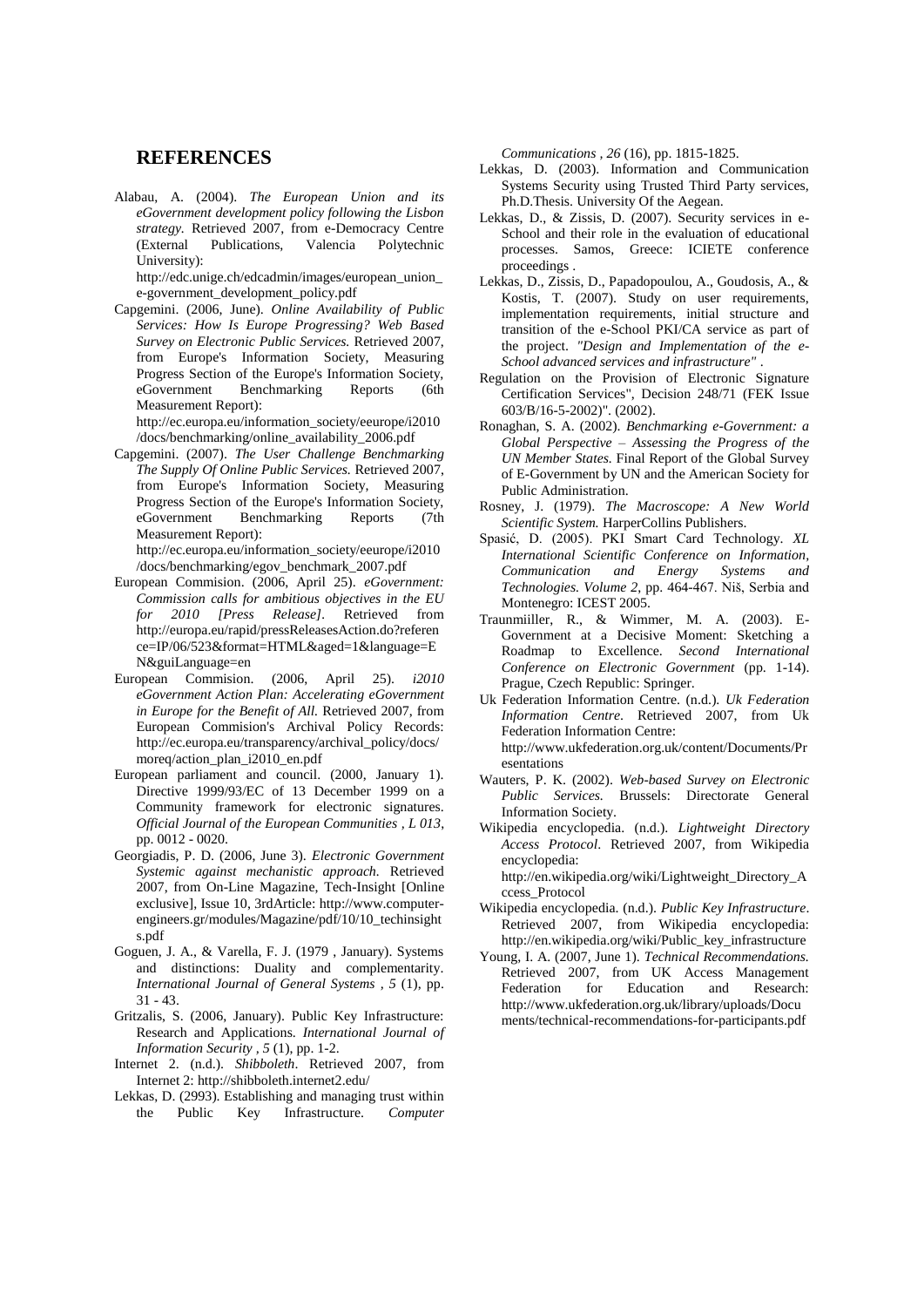## REFERENCES

Alabau, A. (2004). *The European Union and its eGovernment development policy following the Lisbon strategy.* Retrieved 2007, from e-Democracy Centre (External Publications, Valencia Polytechnic University): http://edc.unige.ch/edcadmin/images/european_union_e-government_development_policy.pdf

Capgemini. (2006, June). *Online Availability of Public Services: How Is Europe Progressing? Web Based Survey on Electronic Public Services.* Retrieved 2007, from Europe's Information Society, Measuring Progress Section of the Europe's Information Society, eGovernment Benchmarking Reports (6th Measurement Report): http://ec.europa.eu/information_society/eeurope/i2010/docs/benchmarking/online_availability_2006.pdf

Capgemini. (2007). *The User Challenge Benchmarking The Supply Of Online Public Services.* Retrieved 2007, from Europe's Information Society, Measuring Progress Section of the Europe's Information Society, eGovernment Benchmarking Reports (7th Measurement Report): http://ec.europa.eu/information_society/eeurope/i2010/docs/benchmarking/egov_benchmark_2007.pdf

European Commision. (2006, April 25). *eGovernment: Commission calls for ambitious objectives in the EU for 2010 [Press Release]*. Retrieved from http://europa.eu/rapid/pressReleasesAction.do?reference=IP/06/523&format=HTML&aged=1&language=EN&guiLanguage=en

European Commision. (2006, April 25). *i2010 eGovernment Action Plan: Accelerating eGovernment in Europe for the Benefit of All.* Retrieved 2007, from European Commision's Archival Policy Records: http://ec.europa.eu/transparency/archival_policy/docs/moreq/action_plan_i2010_en.pdf

European parliament and council. (2000, January 1). Directive 1999/93/EC of 13 December 1999 on a Community framework for electronic signatures. *Official Journal of the European Communities , L 013*, pp. 0012 - 0020.

Georgiadis, P. D. (2006, June 3). *Electronic Government Systemic against mechanistic approach.* Retrieved 2007, from On-Line Magazine, Tech-Insight [Online exclusive], Issue 10, 3rdArticle: http://www.computer-engineers.gr/modules/Magazine/pdf/10/10_techinsights.pdf

Goguen, J. A., & Varella, F. J. (1979 , January). Systems and distinctions: Duality and complementarity. *International Journal of General Systems , 5* (1), pp. 31 - 43.

Gritzalis, S. (2006, January). Public Key Infrastructure: Research and Applications. *International Journal of Information Security , 5* (1), pp. 1-2.

Internet 2. (n.d.). *Shibboleth*. Retrieved 2007, from Internet 2: http://shibboleth.internet2.edu/

Lekkas, D. (2993). Establishing and managing trust within the Public Key Infrastructure. *Computer Communications , 26* (16), pp. 1815-1825.

Lekkas, D. (2003). Information and Communication Systems Security using Trusted Third Party services, Ph.D.Thesis. University Of the Aegean.

Lekkas, D., & Zissis, D. (2007). Security services in e-School and their role in the evaluation of educational processes. Samos, Greece: ICIETE conference proceedings .

Lekkas, D., Zissis, D., Papadopoulou, A., Goudosis, A., & Kostis, T. (2007). Study on user requirements, implementation requirements, initial structure and transition of the e-School PKI/CA service as part of the project. *"Design and Implementation of the e-School advanced services and infrastructure"* .

Regulation on the Provision of Electronic Signature Certification Services", Decision 248/71 (FEK Issue 603/B/16-5-2002)". (2002).

Ronaghan, S. A. (2002). *Benchmarking e-Government: a Global Perspective – Assessing the Progress of the UN Member States.* Final Report of the Global Survey of E-Government by UN and the American Society for Public Administration.

Rosney, J. (1979). *The Macroscope: A New World Scientific System.* HarperCollins Publishers.

Spasić, D. (2005). PKI Smart Card Technology. *XL International Scientific Conference on Information, Communication and Energy Systems and Technologies. Volume 2*, pp. 464-467. Niš, Serbia and Montenegro: ICEST 2005.

Traunmiiller, R., & Wimmer, M. A. (2003). E-Government at a Decisive Moment: Sketching a Roadmap to Excellence. *Second International Conference on Electronic Government* (pp. 1-14). Prague, Czech Republic: Springer.

Uk Federation Information Centre. (n.d.). *Uk Federation Information Centre*. Retrieved 2007, from Uk Federation Information Centre: http://www.ukfederation.org.uk/content/Documents/Presentations

Wauters, P. K. (2002). *Web-based Survey on Electronic Public Services.* Brussels: Directorate General Information Society.

Wikipedia encyclopedia. (n.d.). *Lightweight Directory Access Protocol*. Retrieved 2007, from Wikipedia encyclopedia: http://en.wikipedia.org/wiki/Lightweight_Directory_Access_Protocol

Wikipedia encyclopedia. (n.d.). *Public Key Infrastructure*. Retrieved 2007, from Wikipedia encyclopedia: http://en.wikipedia.org/wiki/Public_key_infrastructure

Young, I. A. (2007, June 1). *Technical Recommendations.* Retrieved 2007, from UK Access Management Federation for Education and Research: http://www.ukfederation.org.uk/library/uploads/Documents/technical-recommendations-for-participants.pdf